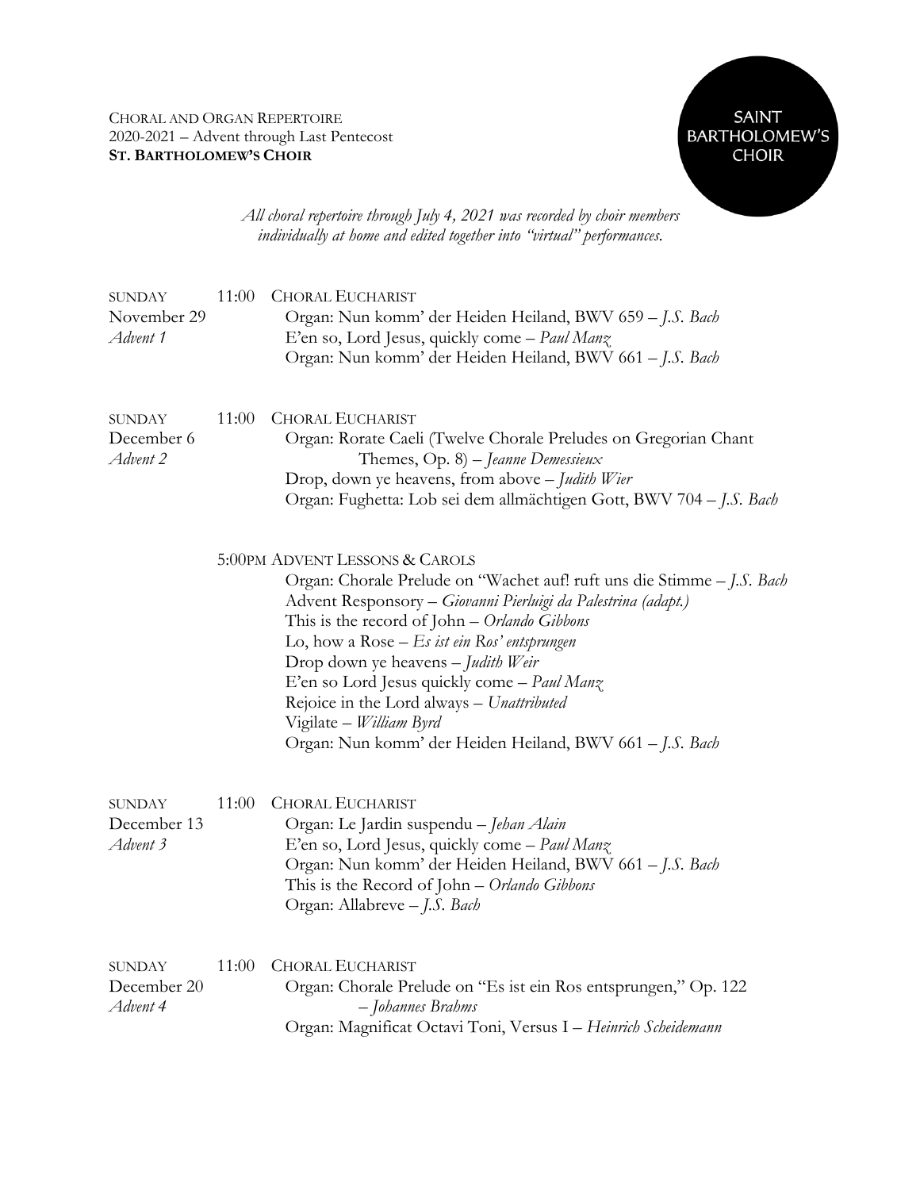CHORAL AND ORGAN REPERTOIRE
2020-2021 – Advent through Last Pentecost
**ST. BARTHOLOMEW'S CHOIR**

SAINT BARTHOLOMEW'S CHOIR

*All choral repertoire through July 4, 2021 was recorded by choir members individually at home and edited together into "virtual" performances.*

SUNDAY November 29 *Advent 1* — 11:00 CHORAL EUCHARIST

Organ: Nun komm' der Heiden Heiland, BWV 659 – *J.S. Bach*
E'en so, Lord Jesus, quickly come – *Paul Manz*
Organ: Nun komm' der Heiden Heiland, BWV 661 – *J.S. Bach*

SUNDAY December 6 *Advent 2* — 11:00 CHORAL EUCHARIST

Organ: Rorate Caeli (Twelve Chorale Preludes on Gregorian Chant Themes, Op. 8) – *Jeanne Demessieux*
Drop, down ye heavens, from above – *Judith Wier*
Organ: Fughetta: Lob sei dem allmächtigen Gott, BWV 704 – *J.S. Bach*

5:00PM ADVENT LESSONS & CAROLS

Organ: Chorale Prelude on "Wachet auf! ruft uns die Stimme – *J.S. Bach*
Advent Responsory – *Giovanni Pierluigi da Palestrina (adapt.)*
This is the record of John – *Orlando Gibbons*
Lo, how a Rose – *Es ist ein Ros' entsprungen*
Drop down ye heavens – *Judith Weir*
E'en so Lord Jesus quickly come – *Paul Manz*
Rejoice in the Lord always – *Unattributed*
Vigilate – *William Byrd*
Organ: Nun komm' der Heiden Heiland, BWV 661 – *J.S. Bach*

SUNDAY December 13 *Advent 3* — 11:00 CHORAL EUCHARIST

Organ: Le Jardin suspendu – *Jehan Alain*
E'en so, Lord Jesus, quickly come – *Paul Manz*
Organ: Nun komm' der Heiden Heiland, BWV 661 – *J.S. Bach*
This is the Record of John – *Orlando Gibbons*
Organ: Allabreve – *J.S. Bach*

SUNDAY December 20 *Advent 4* — 11:00 CHORAL EUCHARIST

Organ: Chorale Prelude on "Es ist ein Ros entsprungen," Op. 122 – *Johannes Brahms*
Organ: Magnificat Octavi Toni, Versus I – *Heinrich Scheidemann*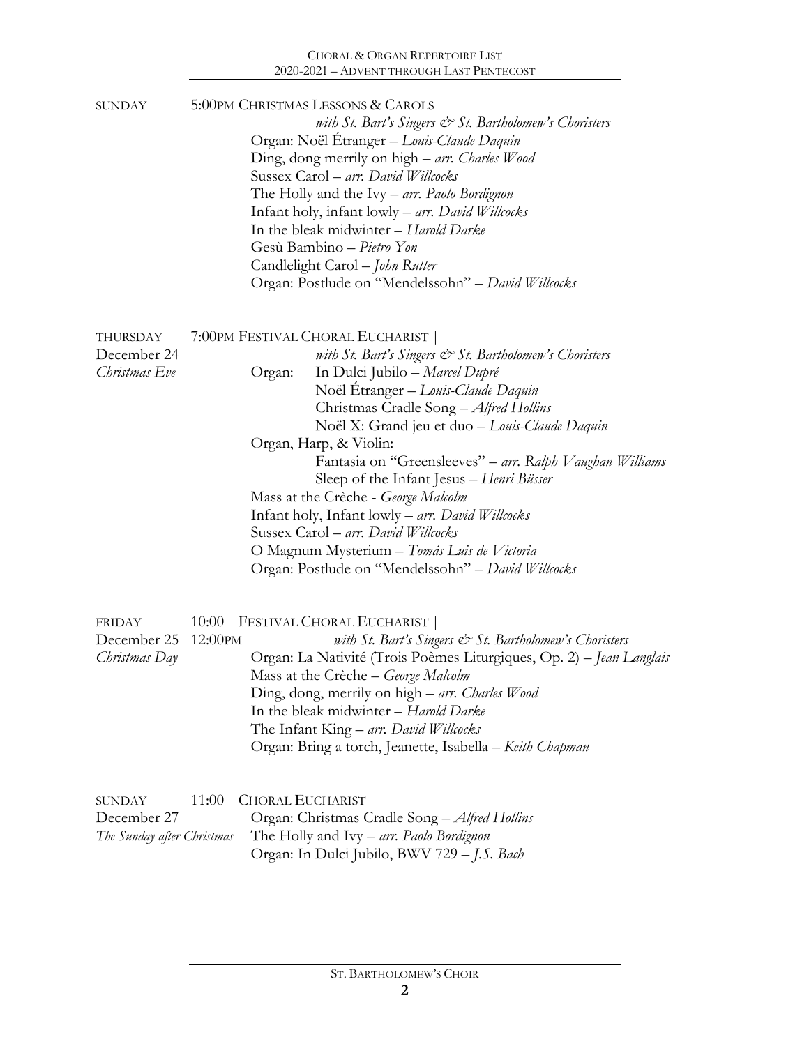SUNDAY — 5:00PM CHRISTMAS LESSONS & CAROLS

*with St. Bart's Singers & St. Bartholomew's Choristers*

Organ: Noël Étranger – *Louis-Claude Daquin*
Ding, dong merrily on high – *arr. Charles Wood*
Sussex Carol – *arr. David Willcocks*
The Holly and the Ivy – *arr. Paolo Bordignon*
Infant holy, infant lowly – *arr. David Willcocks*
In the bleak midwinter – *Harold Darke*
Gesù Bambino – *Pietro Yon*
Candlelight Carol – *John Rutter*
Organ: Postlude on "Mendelssohn" – *David Willcocks*

THURSDAY
December 24
*Christmas Eve*

7:00PM FESTIVAL CHORAL EUCHARIST |

*with St. Bart's Singers & St. Bartholomew's Choristers*

Organ:
In Dulci Jubilo – *Marcel Dupré*
Noël Étranger – *Louis-Claude Daquin*
Christmas Cradle Song – *Alfred Hollins*
Noël X: Grand jeu et duo – *Louis-Claude Daquin*

Organ, Harp, & Violin:
Fantasia on "Greensleeves" – *arr. Ralph Vaughan Williams*
Sleep of the Infant Jesus – *Henri Büsser*

Mass at the Crèche - *George Malcolm*
Infant holy, Infant lowly – *arr. David Willcocks*
Sussex Carol – *arr. David Willcocks*
O Magnum Mysterium – *Tomás Luis de Victoria*
Organ: Postlude on "Mendelssohn" – *David Willcocks*

FRIDAY
December 25
*Christmas Day*

10:00
12:00PM

FESTIVAL CHORAL EUCHARIST |

*with St. Bart's Singers & St. Bartholomew's Choristers*

Organ: La Nativité (Trois Poèmes Liturgiques, Op. 2) – *Jean Langlais*
Mass at the Crèche – *George Malcolm*
Ding, dong, merrily on high – *arr. Charles Wood*
In the bleak midwinter – *Harold Darke*
The Infant King – *arr. David Willcocks*
Organ: Bring a torch, Jeanette, Isabella – *Keith Chapman*

SUNDAY
December 27
*The Sunday after Christmas*

11:00 CHORAL EUCHARIST

Organ: Christmas Cradle Song – *Alfred Hollins*
The Holly and Ivy – *arr. Paolo Bordignon*
Organ: In Dulci Jubilo, BWV 729 – *J.S. Bach*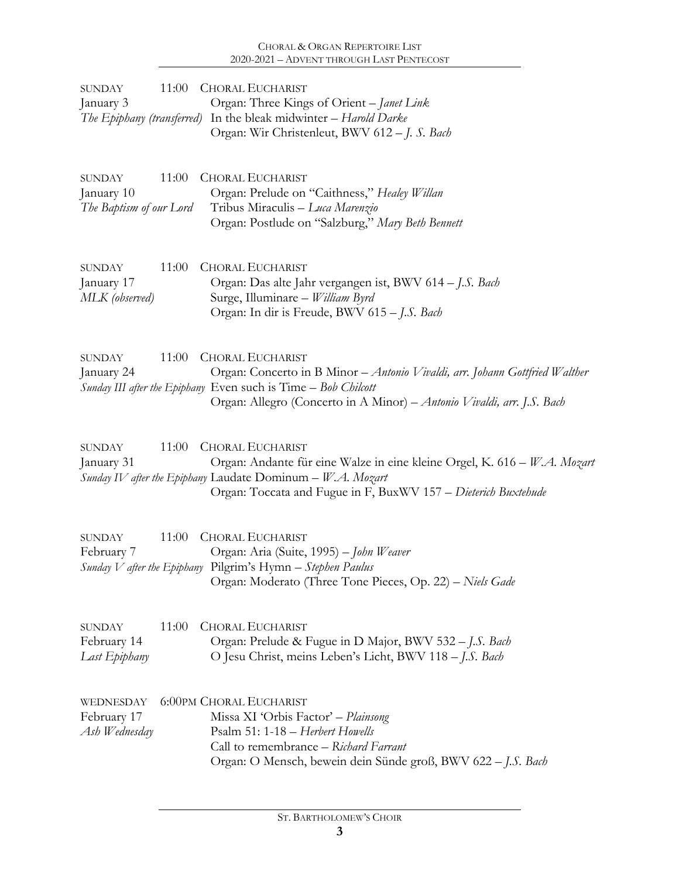SUNDAY 11:00 CHORAL EUCHARIST
January 3 Organ: Three Kings of Orient – *Janet Link*
*The Epiphany (transferred)* In the bleak midwinter – *Harold Darke*
Organ: Wir Christenleut, BWV 612 – *J. S. Bach*

SUNDAY 11:00 CHORAL EUCHARIST
January 10 Organ: Prelude on "Caithness," *Healey Willan*
*The Baptism of our Lord* Tribus Miraculis – *Luca Marenzio*
Organ: Postlude on "Salzburg," *Mary Beth Bennett*

SUNDAY 11:00 CHORAL EUCHARIST
January 17 Organ: Das alte Jahr vergangen ist, BWV 614 – *J.S. Bach*
*MLK (observed)* Surge, Illuminare – *William Byrd*
Organ: In dir is Freude, BWV 615 – *J.S. Bach*

SUNDAY 11:00 CHORAL EUCHARIST
January 24 Organ: Concerto in B Minor – *Antonio Vivaldi, arr. Johann Gottfried Walther*
*Sunday III after the Epiphany* Even such is Time – *Bob Chilcott*
Organ: Allegro (Concerto in A Minor) – *Antonio Vivaldi, arr. J.S. Bach*

SUNDAY 11:00 CHORAL EUCHARIST
January 31 Organ: Andante für eine Walze in eine kleine Orgel, K. 616 – *W.A. Mozart*
*Sunday IV after the Epiphany* Laudate Dominum – *W.A. Mozart*
Organ: Toccata and Fugue in F, BuxWV 157 – *Dieterich Buxtehude*

SUNDAY 11:00 CHORAL EUCHARIST
February 7 Organ: Aria (Suite, 1995) – *John Weaver*
*Sunday V after the Epiphany* Pilgrim's Hymn – *Stephen Paulus*
Organ: Moderato (Three Tone Pieces, Op. 22) – *Niels Gade*

SUNDAY 11:00 CHORAL EUCHARIST
February 14 Organ: Prelude & Fugue in D Major, BWV 532 – *J.S. Bach*
*Last Epiphany* O Jesu Christ, meins Leben's Licht, BWV 118 – *J.S. Bach*

WEDNESDAY 6:00PM CHORAL EUCHARIST
February 17 Missa XI 'Orbis Factor' – *Plainsong*
*Ash Wednesday* Psalm 51: 1-18 – *Herbert Howells*
Call to remembrance – *Richard Farrant*
Organ: O Mensch, bewein dein Sünde groß, BWV 622 – *J.S. Bach*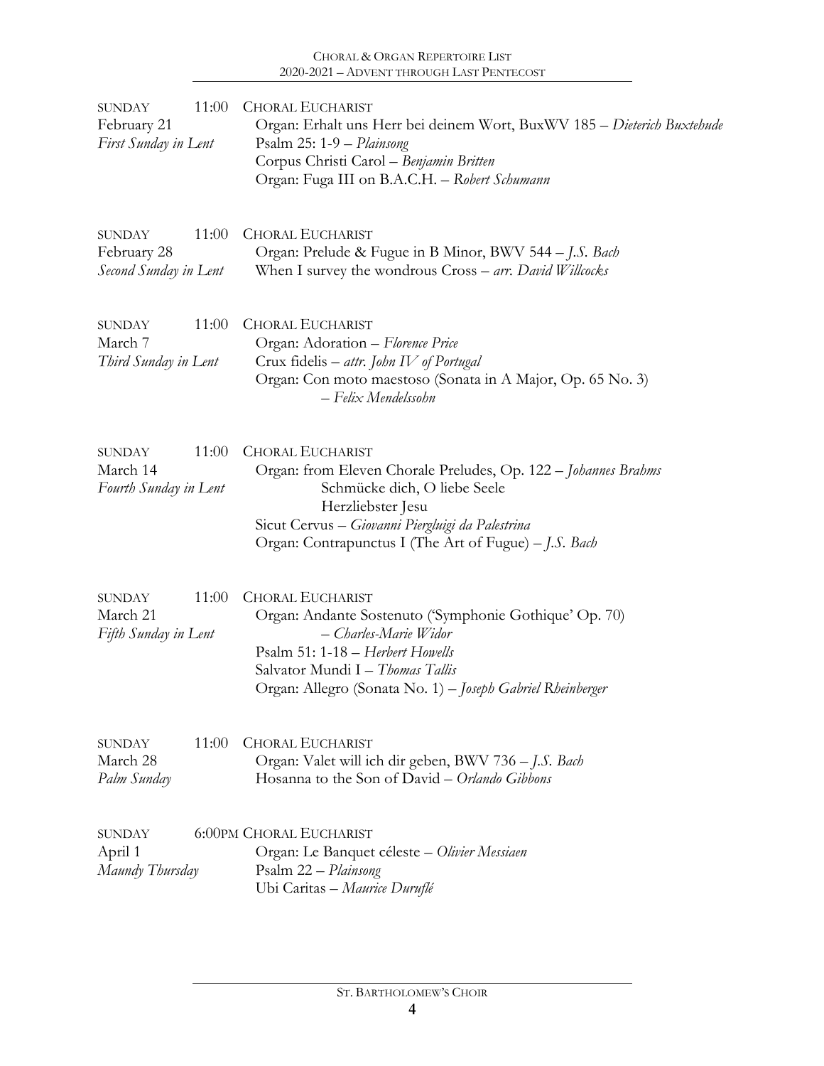SUNDAY 11:00
February 21
*First Sunday in Lent*

CHORAL EUCHARIST
Organ: Erhalt uns Herr bei deinem Wort, BuxWV 185 – *Dieterich Buxtehude*
Psalm 25: 1-9 – *Plainsong*
Corpus Christi Carol – *Benjamin Britten*
Organ: Fuga III on B.A.C.H. – *Robert Schumann*

SUNDAY 11:00
February 28
*Second Sunday in Lent*

CHORAL EUCHARIST
Organ: Prelude & Fugue in B Minor, BWV 544 – *J.S. Bach*
When I survey the wondrous Cross – *arr. David Willcocks*

SUNDAY 11:00
March 7
*Third Sunday in Lent*

CHORAL EUCHARIST
Organ: Adoration – *Florence Price*
Crux fidelis – *attr. John IV of Portugal*
Organ: Con moto maestoso (Sonata in A Major, Op. 65 No. 3) – *Felix Mendelssohn*

SUNDAY 11:00
March 14
*Fourth Sunday in Lent*

CHORAL EUCHARIST
Organ: from Eleven Chorale Preludes, Op. 122 – *Johannes Brahms*
Schmücke dich, O liebe Seele
Herzliebster Jesu
Sicut Cervus – *Giovanni Piergluigi da Palestrina*
Organ: Contrapunctus I (The Art of Fugue) – *J.S. Bach*

SUNDAY 11:00
March 21
*Fifth Sunday in Lent*

CHORAL EUCHARIST
Organ: Andante Sostenuto ('Symphonie Gothique' Op. 70) – *Charles-Marie Widor*
Psalm 51: 1-18 – *Herbert Howells*
Salvator Mundi I – *Thomas Tallis*
Organ: Allegro (Sonata No. 1) – *Joseph Gabriel Rheinberger*

SUNDAY 11:00
March 28
*Palm Sunday*

CHORAL EUCHARIST
Organ: Valet will ich dir geben, BWV 736 – *J.S. Bach*
Hosanna to the Son of David – *Orlando Gibbons*

SUNDAY 6:00PM
April 1
*Maundy Thursday*

CHORAL EUCHARIST
Organ: Le Banquet céleste – *Olivier Messiaen*
Psalm 22 – *Plainsong*
Ubi Caritas – *Maurice Duruflé*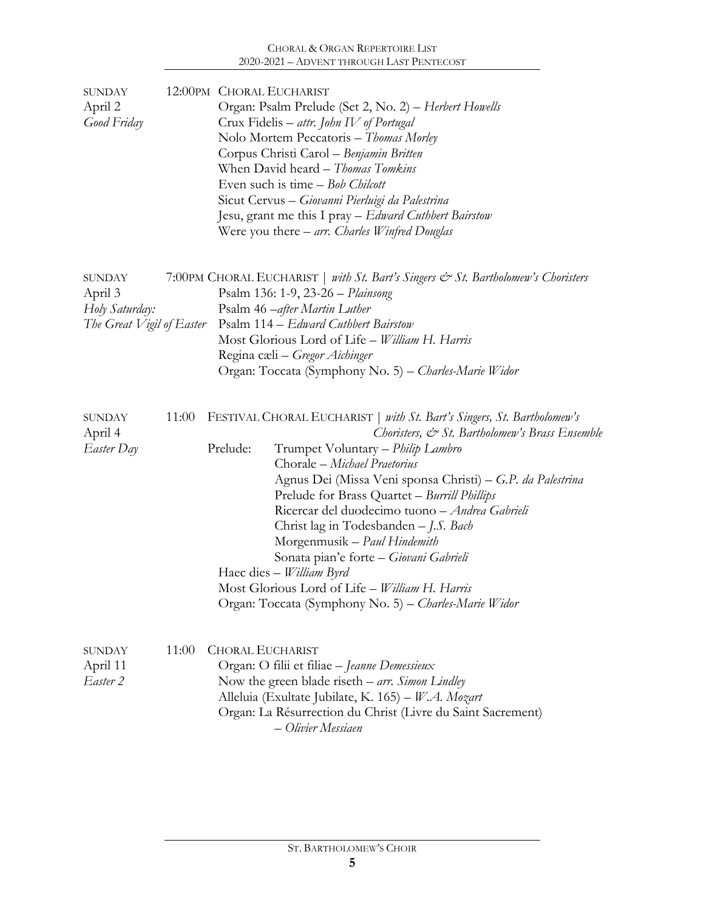SUNDAY
April 2
*Good Friday*

12:00PM CHORAL EUCHARIST

Organ: Psalm Prelude (Set 2, No. 2) – *Herbert Howells*
Crux Fidelis – *attr. John IV of Portugal*
Nolo Mortem Peccatoris – *Thomas Morley*
Corpus Christi Carol – *Benjamin Britten*
When David heard – *Thomas Tomkins*
Even such is time – *Bob Chilcott*
Sicut Cervus – *Giovanni Pierluigi da Palestrina*
Jesu, grant me this I pray – *Edward Cuthbert Bairstow*
Were you there – *arr. Charles Winfred Douglas*

SUNDAY
April 3
*Holy Saturday:*
*The Great Vigil of Easter*

7:00PM CHORAL EUCHARIST | *with St. Bart's Singers & St. Bartholomew's Choristers*

Psalm 136: 1-9, 23-26 – *Plainsong*
Psalm 46 –*after Martin Luther*
Psalm 114 – *Edward Cuthbert Bairstow*
Most Glorious Lord of Life – *William H. Harris*
Regina cæli – *Gregor Aichinger*
Organ: Toccata (Symphony No. 5) – *Charles-Marie Widor*

SUNDAY
April 4
*Easter Day*

11:00 FESTIVAL CHORAL EUCHARIST | *with St. Bart's Singers, St. Bartholomew's Choristers, & St. Bartholomew's Brass Ensemble*

Prelude:
- Trumpet Voluntary – *Philip Lambro*
- Chorale – *Michael Praetorius*
- Agnus Dei (Missa Veni sponsa Christi) – *G.P. da Palestrina*
- Prelude for Brass Quartet – *Burrill Phillips*
- Ricercar del duodecimo tuono – *Andrea Gabrieli*
- Christ lag in Todesbanden – *J.S. Bach*
- Morgenmusik – *Paul Hindemith*
- Sonata pian'e forte – *Giovani Gabrieli*

Haec dies – *William Byrd*
Most Glorious Lord of Life – *William H. Harris*
Organ: Toccata (Symphony No. 5) – *Charles-Marie Widor*

SUNDAY
April 11
*Easter 2*

11:00 CHORAL EUCHARIST

Organ: O filii et filiae – *Jeanne Demessieux*
Now the green blade riseth – *arr. Simon Lindley*
Alleluia (Exultate Jubilate, K. 165) – *W.A. Mozart*
Organ: La Résurrection du Christ (Livre du Saint Sacrement) – *Olivier Messiaen*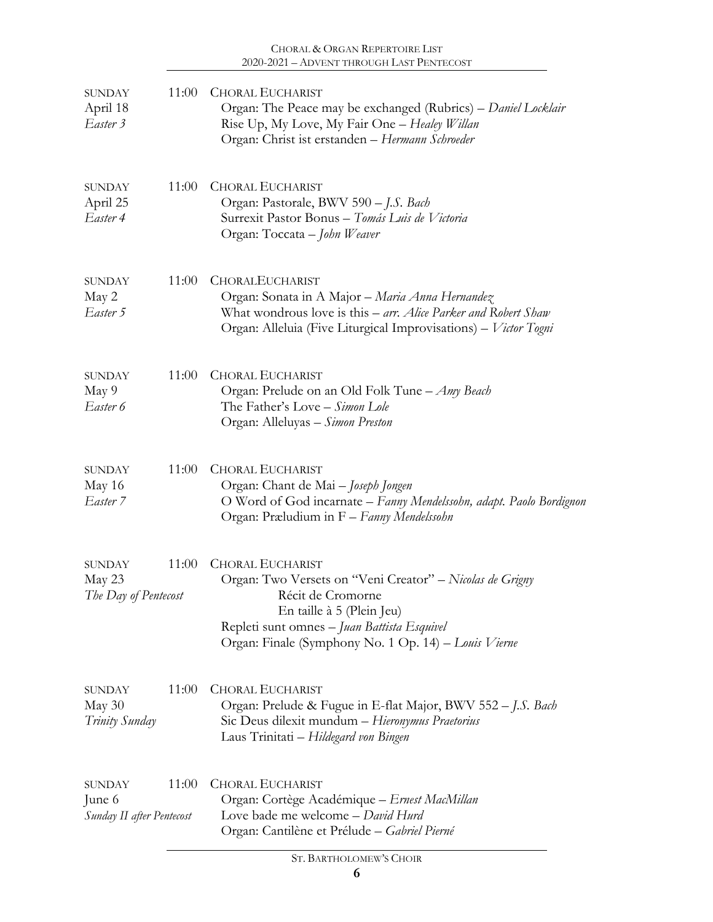SUNDAY 11:00 CHORAL EUCHARIST
April 18
*Easter 3*

Organ: The Peace may be exchanged (Rubrics) – *Daniel Locklair*
Rise Up, My Love, My Fair One – *Healey Willan*
Organ: Christ ist erstanden – *Hermann Schroeder*

SUNDAY 11:00 CHORAL EUCHARIST
April 25
*Easter 4*

Organ: Pastorale, BWV 590 – *J.S. Bach*
Surrexit Pastor Bonus – *Tomás Luis de Victoria*
Organ: Toccata – *John Weaver*

SUNDAY 11:00 CHORALEUCHARIST
May 2
*Easter 5*

Organ: Sonata in A Major – *Maria Anna Hernandez*
What wondrous love is this – *arr. Alice Parker and Robert Shaw*
Organ: Alleluia (Five Liturgical Improvisations) – *Victor Togni*

SUNDAY 11:00 CHORAL EUCHARIST
May 9
*Easter 6*

Organ: Prelude on an Old Folk Tune – *Amy Beach*
The Father's Love – *Simon Lole*
Organ: Alleluyas – *Simon Preston*

SUNDAY 11:00 CHORAL EUCHARIST
May 16
*Easter 7*

Organ: Chant de Mai – *Joseph Jongen*
O Word of God incarnate – *Fanny Mendelssohn, adapt. Paolo Bordignon*
Organ: Præludium in F – *Fanny Mendelssohn*

SUNDAY 11:00 CHORAL EUCHARIST
May 23
*The Day of Pentecost*

Organ: Two Versets on "Veni Creator" – *Nicolas de Grigny*
Récit de Cromorne
En taille à 5 (Plein Jeu)
Repleti sunt omnes – *Juan Battista Esquivel*
Organ: Finale (Symphony No. 1 Op. 14) – *Louis Vierne*

SUNDAY 11:00 CHORAL EUCHARIST
May 30
*Trinity Sunday*

Organ: Prelude & Fugue in E-flat Major, BWV 552 – *J.S. Bach*
Sic Deus dilexit mundum – *Hieronymus Praetorius*
Laus Trinitati – *Hildegard von Bingen*

SUNDAY 11:00 CHORAL EUCHARIST
June 6
*Sunday II after Pentecost*

Organ: Cortège Académique – *Ernest MacMillan*
Love bade me welcome – *David Hurd*
Organ: Cantilène et Prélude – *Gabriel Pierné*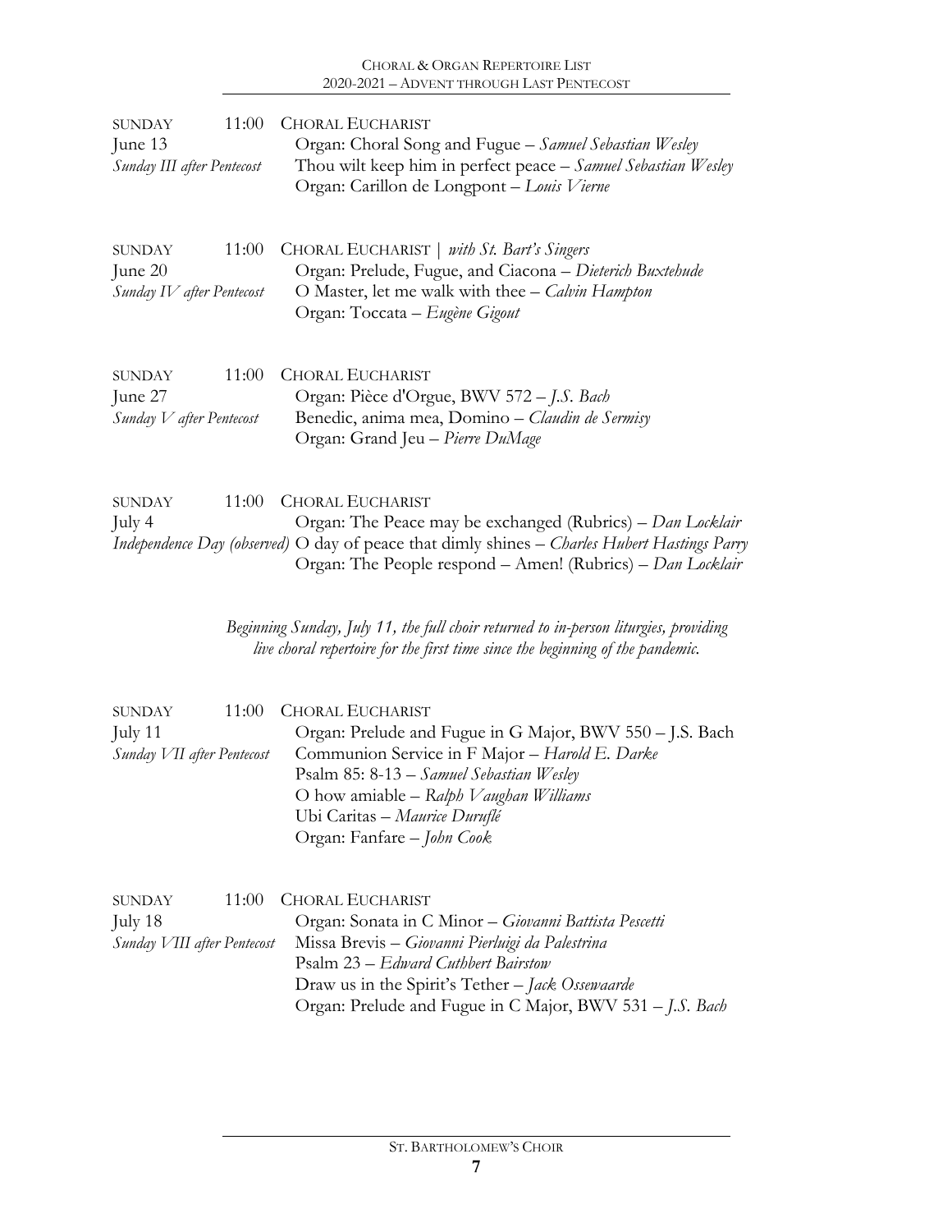SUNDAY 11:00 CHORAL EUCHARIST
June 13
*Sunday III after Pentecost*

Organ: Choral Song and Fugue – *Samuel Sebastian Wesley*
Thou wilt keep him in perfect peace – *Samuel Sebastian Wesley*
Organ: Carillon de Longpont – *Louis Vierne*

SUNDAY 11:00 CHORAL EUCHARIST | *with St. Bart's Singers*
June 20
*Sunday IV after Pentecost*

Organ: Prelude, Fugue, and Ciacona – *Dieterich Buxtehude*
O Master, let me walk with thee – *Calvin Hampton*
Organ: Toccata – *Eugène Gigout*

SUNDAY 11:00 CHORAL EUCHARIST
June 27
*Sunday V after Pentecost*

Organ: Pièce d'Orgue, BWV 572 – *J.S. Bach*
Benedic, anima mea, Domino – *Claudin de Sermisy*
Organ: Grand Jeu – *Pierre DuMage*

SUNDAY 11:00 CHORAL EUCHARIST
July 4
*Independence Day (observed)*

Organ: The Peace may be exchanged (Rubrics) – *Dan Locklair*
O day of peace that dimly shines – *Charles Hubert Hastings Parry*
Organ: The People respond – Amen! (Rubrics) – *Dan Locklair*

*Beginning Sunday, July 11, the full choir returned to in-person liturgies, providing live choral repertoire for the first time since the beginning of the pandemic.*

SUNDAY 11:00 CHORAL EUCHARIST
July 11
*Sunday VII after Pentecost*

Organ: Prelude and Fugue in G Major, BWV 550 – J.S. Bach
Communion Service in F Major – *Harold E. Darke*
Psalm 85: 8-13 – *Samuel Sebastian Wesley*
O how amiable – *Ralph Vaughan Williams*
Ubi Caritas – *Maurice Duruflé*
Organ: Fanfare – *John Cook*

SUNDAY 11:00 CHORAL EUCHARIST
July 18
*Sunday VIII after Pentecost*

Organ: Sonata in C Minor – *Giovanni Battista Pescetti*
Missa Brevis – *Giovanni Pierluigi da Palestrina*
Psalm 23 – *Edward Cuthbert Bairstow*
Draw us in the Spirit's Tether – *Jack Ossewaarde*
Organ: Prelude and Fugue in C Major, BWV 531 – *J.S. Bach*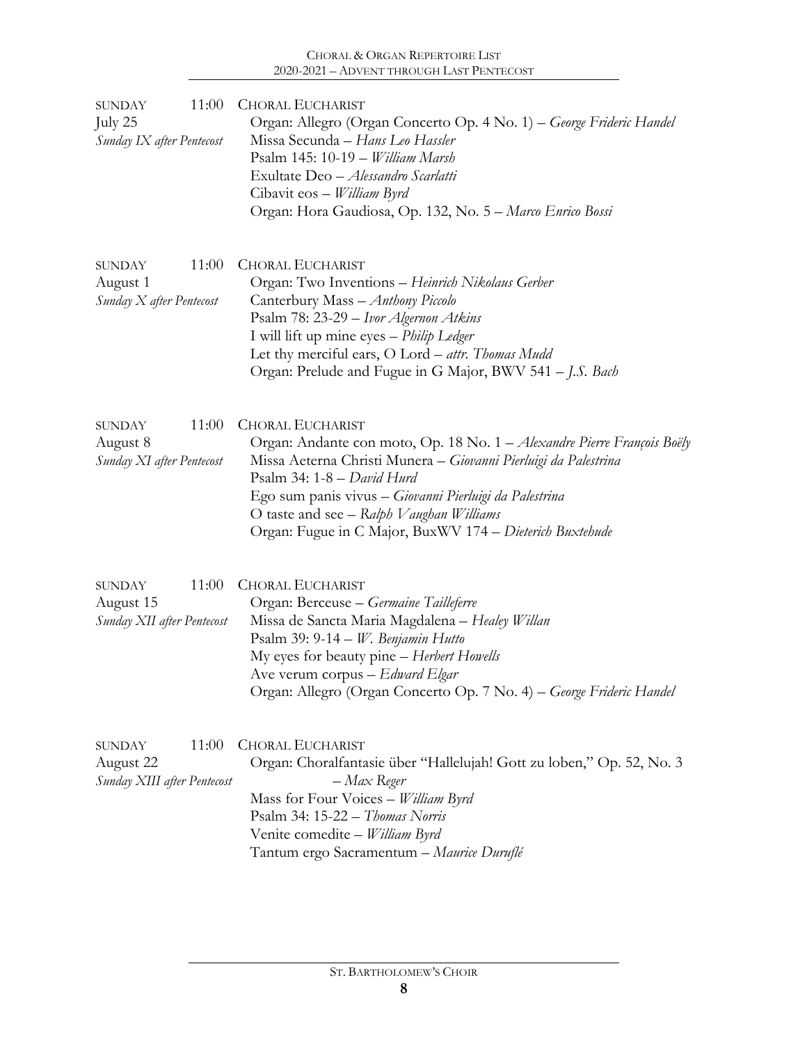SUNDAY 11:00
July 25
*Sunday IX after Pentecost*

CHORAL EUCHARIST
Organ: Allegro (Organ Concerto Op. 4 No. 1) – *George Frideric Handel*
Missa Secunda – *Hans Leo Hassler*
Psalm 145: 10-19 – *William Marsh*
Exultate Deo – *Alessandro Scarlatti*
Cibavit eos – *William Byrd*
Organ: Hora Gaudiosa, Op. 132, No. 5 – *Marco Enrico Bossi*

SUNDAY 11:00
August 1
*Sunday X after Pentecost*

CHORAL EUCHARIST
Organ: Two Inventions – *Heinrich Nikolaus Gerber*
Canterbury Mass – *Anthony Piccolo*
Psalm 78: 23-29 – *Ivor Algernon Atkins*
I will lift up mine eyes – *Philip Ledger*
Let thy merciful ears, O Lord – *attr. Thomas Mudd*
Organ: Prelude and Fugue in G Major, BWV 541 – *J.S. Bach*

SUNDAY 11:00
August 8
*Sunday XI after Pentecost*

CHORAL EUCHARIST
Organ: Andante con moto, Op. 18 No. 1 – *Alexandre Pierre François Boëly*
Missa Aeterna Christi Munera – *Giovanni Pierluigi da Palestrina*
Psalm 34: 1-8 – *David Hurd*
Ego sum panis vivus – *Giovanni Pierluigi da Palestrina*
O taste and see – *Ralph Vaughan Williams*
Organ: Fugue in C Major, BuxWV 174 – *Dieterich Buxtehude*

SUNDAY 11:00
August 15
*Sunday XII after Pentecost*

CHORAL EUCHARIST
Organ: Berceuse – *Germaine Tailleferre*
Missa de Sancta Maria Magdalena – *Healey Willan*
Psalm 39: 9-14 – *W. Benjamin Hutto*
My eyes for beauty pine – *Herbert Howells*
Ave verum corpus – *Edward Elgar*
Organ: Allegro (Organ Concerto Op. 7 No. 4) – *George Frideric Handel*

SUNDAY 11:00
August 22
*Sunday XIII after Pentecost*

CHORAL EUCHARIST
Organ: Choralfantasie über "Hallelujah! Gott zu loben," Op. 52, No. 3 – *Max Reger*
Mass for Four Voices – *William Byrd*
Psalm 34: 15-22 – *Thomas Norris*
Venite comedite – *William Byrd*
Tantum ergo Sacramentum – *Maurice Duruflé*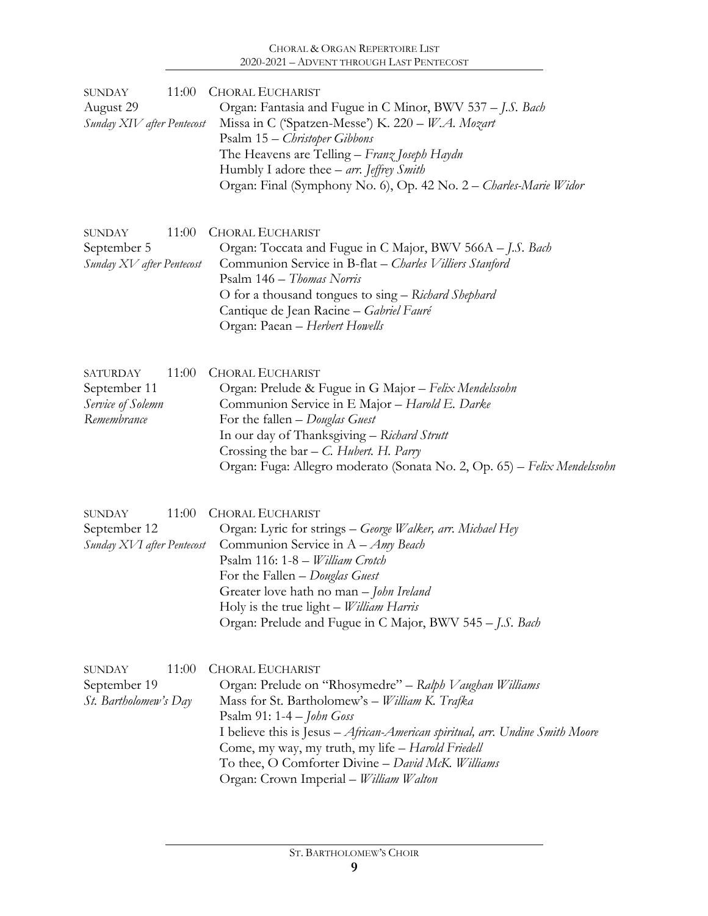SUNDAY 11:00
August 29
*Sunday XIV after Pentecost*

CHORAL EUCHARIST
Organ: Fantasia and Fugue in C Minor, BWV 537 – *J.S. Bach*
Missa in C ('Spatzen-Messe') K. 220 – *W.A. Mozart*
Psalm 15 – *Christopher Gibbons*
The Heavens are Telling – *Franz Joseph Haydn*
Humbly I adore thee – *arr. Jeffrey Smith*
Organ: Final (Symphony No. 6), Op. 42 No. 2 – *Charles-Marie Widor*

SUNDAY 11:00
September 5
*Sunday XV after Pentecost*

CHORAL EUCHARIST
Organ: Toccata and Fugue in C Major, BWV 566A – *J.S. Bach*
Communion Service in B-flat – *Charles Villiers Stanford*
Psalm 146 – *Thomas Norris*
O for a thousand tongues to sing – *Richard Shephard*
Cantique de Jean Racine – *Gabriel Fauré*
Organ: Paean – *Herbert Howells*

SATURDAY 11:00
September 11
*Service of Solemn Remembrance*

CHORAL EUCHARIST
Organ: Prelude & Fugue in G Major – *Felix Mendelssohn*
Communion Service in E Major – *Harold E. Darke*
For the fallen – *Douglas Guest*
In our day of Thanksgiving – *Richard Strutt*
Crossing the bar – *C. Hubert. H. Parry*
Organ: Fuga: Allegro moderato (Sonata No. 2, Op. 65) – *Felix Mendelssohn*

SUNDAY 11:00
September 12
*Sunday XVI after Pentecost*

CHORAL EUCHARIST
Organ: Lyric for strings – *George Walker, arr. Michael Hey*
Communion Service in A – *Amy Beach*
Psalm 116: 1-8 – *William Crotch*
For the Fallen – *Douglas Guest*
Greater love hath no man – *John Ireland*
Holy is the true light – *William Harris*
Organ: Prelude and Fugue in C Major, BWV 545 – *J.S. Bach*

SUNDAY 11:00
September 19
*St. Bartholomew's Day*

CHORAL EUCHARIST
Organ: Prelude on "Rhosymedre" – *Ralph Vaughan Williams*
Mass for St. Bartholomew's – *William K. Trafka*
Psalm 91: 1-4 – *John Goss*
I believe this is Jesus – *African-American spiritual, arr. Undine Smith Moore*
Come, my way, my truth, my life – *Harold Friedell*
To thee, O Comforter Divine – *David McK. Williams*
Organ: Crown Imperial – *William Walton*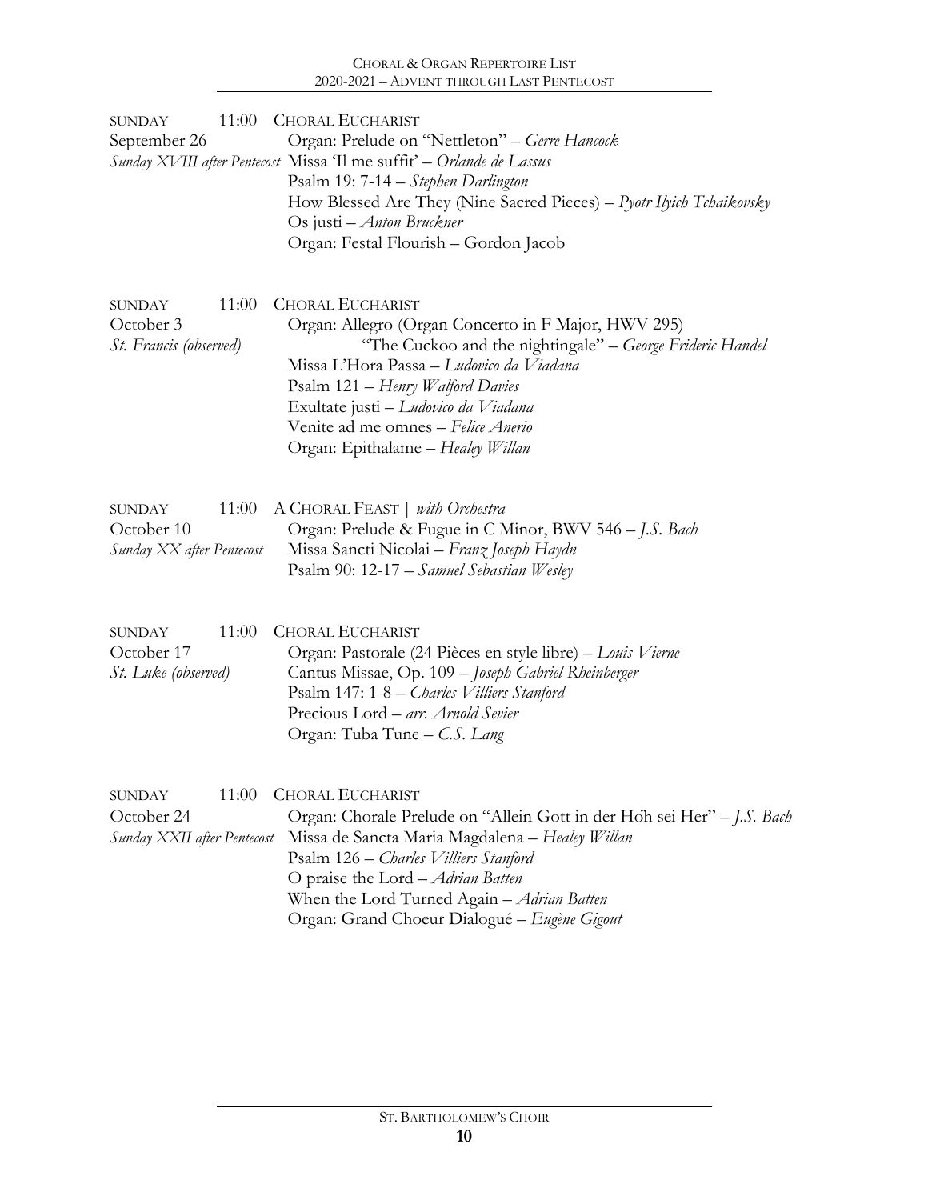SUNDAY 11:00 CHORAL EUCHARIST
September 26
*Sunday XVIII after Pentecost*

Organ: Prelude on "Nettleton" – *Gerre Hancock*
Missa 'Il me suffit' – *Orlande de Lassus*
Psalm 19: 7-14 – *Stephen Darlington*
How Blessed Are They (Nine Sacred Pieces) – *Pyotr Ilyich Tchaikovsky*
Os justi – *Anton Bruckner*
Organ: Festal Flourish – Gordon Jacob

SUNDAY 11:00 CHORAL EUCHARIST
October 3
*St. Francis (observed)*

Organ: Allegro (Organ Concerto in F Major, HWV 295)
"The Cuckoo and the nightingale" – *George Frideric Handel*
Missa L'Hora Passa – *Ludovico da Viadana*
Psalm 121 – *Henry Walford Davies*
Exultate justi – *Ludovico da Viadana*
Venite ad me omnes – *Felice Anerio*
Organ: Epithalame – *Healey Willan*

SUNDAY 11:00 A CHORAL FEAST | *with Orchestra*
October 10
*Sunday XX after Pentecost*

Organ: Prelude & Fugue in C Minor, BWV 546 – *J.S. Bach*
Missa Sancti Nicolai – *Franz Joseph Haydn*
Psalm 90: 12-17 – *Samuel Sebastian Wesley*

SUNDAY 11:00 CHORAL EUCHARIST
October 17
*St. Luke (observed)*

Organ: Pastorale (24 Pièces en style libre) – *Louis Vierne*
Cantus Missae, Op. 109 – *Joseph Gabriel Rheinberger*
Psalm 147: 1-8 – *Charles Villiers Stanford*
Precious Lord – *arr. Arnold Sevier*
Organ: Tuba Tune – *C.S. Lang*

SUNDAY 11:00 CHORAL EUCHARIST
October 24
*Sunday XXII after Pentecost*

Organ: Chorale Prelude on "Allein Gott in der Höh sei Her" – *J.S. Bach*
Missa de Sancta Maria Magdalena – *Healey Willan*
Psalm 126 – *Charles Villiers Stanford*
O praise the Lord – *Adrian Batten*
When the Lord Turned Again – *Adrian Batten*
Organ: Grand Choeur Dialogué – *Eugène Gigout*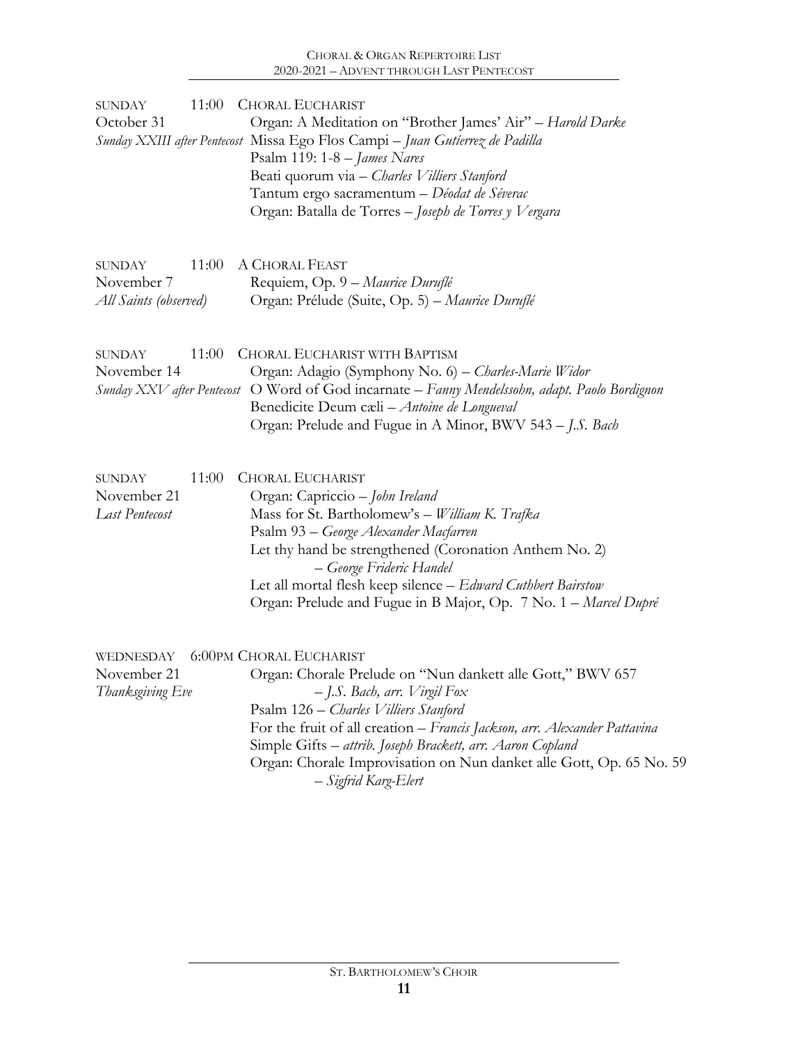SUNDAY 11:00 — CHORAL EUCHARIST
October 31
*Sunday XXIII after Pentecost*

Organ: A Meditation on "Brother James' Air" – *Harold Darke*
Missa Ego Flos Campi – *Juan Gutíerrez de Padilla*
Psalm 119: 1-8 – *James Nares*
Beati quorum via – *Charles Villiers Stanford*
Tantum ergo sacramentum – *Déodat de Séverac*
Organ: Batalla de Torres – *Joseph de Torres y Vergara*

SUNDAY 11:00 — A CHORAL FEAST
November 7
*All Saints (observed)*

Requiem, Op. 9 – *Maurice Duruflé*
Organ: Prélude (Suite, Op. 5) – *Maurice Duruflé*

SUNDAY 11:00 — CHORAL EUCHARIST WITH BAPTISM
November 14
*Sunday XXV after Pentecost*

Organ: Adagio (Symphony No. 6) – *Charles-Marie Widor*
O Word of God incarnate – *Fanny Mendelssohn, adapt. Paolo Bordignon*
Benedicite Deum cæli – *Antoine de Longueval*
Organ: Prelude and Fugue in A Minor, BWV 543 – *J.S. Bach*

SUNDAY 11:00 — CHORAL EUCHARIST
November 21
*Last Pentecost*

Organ: Capriccio – *John Ireland*
Mass for St. Bartholomew's – *William K. Trafka*
Psalm 93 – *George Alexander Macfarren*
Let thy hand be strengthened (Coronation Anthem No. 2) – *George Frideric Handel*
Let all mortal flesh keep silence – *Edward Cuthbert Bairstow*
Organ: Prelude and Fugue in B Major, Op. 7 No. 1 – *Marcel Dupré*

WEDNESDAY 6:00PM — CHORAL EUCHARIST
November 21
*Thanksgiving Eve*

Organ: Chorale Prelude on "Nun dankett alle Gott," BWV 657 – *J.S. Bach, arr. Virgil Fox*
Psalm 126 – *Charles Villiers Stanford*
For the fruit of all creation – *Francis Jackson, arr. Alexander Pattavina*
Simple Gifts – *attrib. Joseph Brackett, arr. Aaron Copland*
Organ: Chorale Improvisation on Nun danket alle Gott, Op. 65 No. 59 – *Sigfrid Karg-Elert*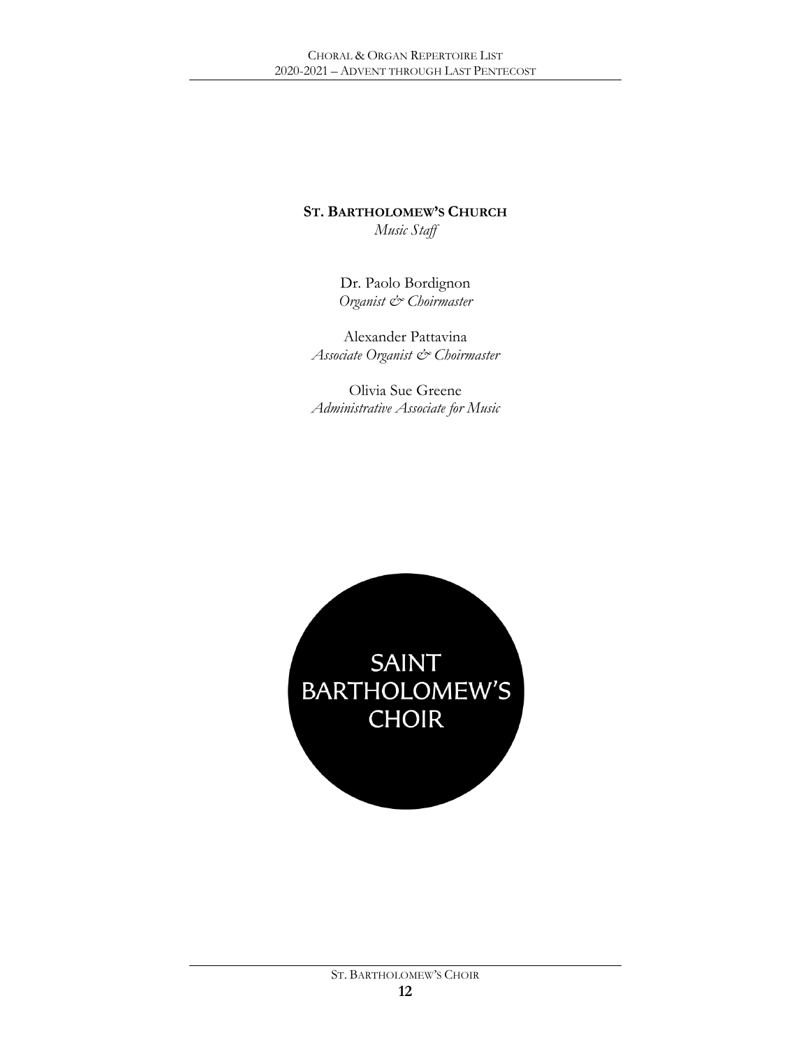**ST. BARTHOLOMEW'S CHURCH**
*Music Staff*

Dr. Paolo Bordignon
*Organist & Choirmaster*

Alexander Pattavina
*Associate Organist & Choirmaster*

Olivia Sue Greene
*Administrative Associate for Music*

SAINT
BARTHOLOMEW'S
CHOIR